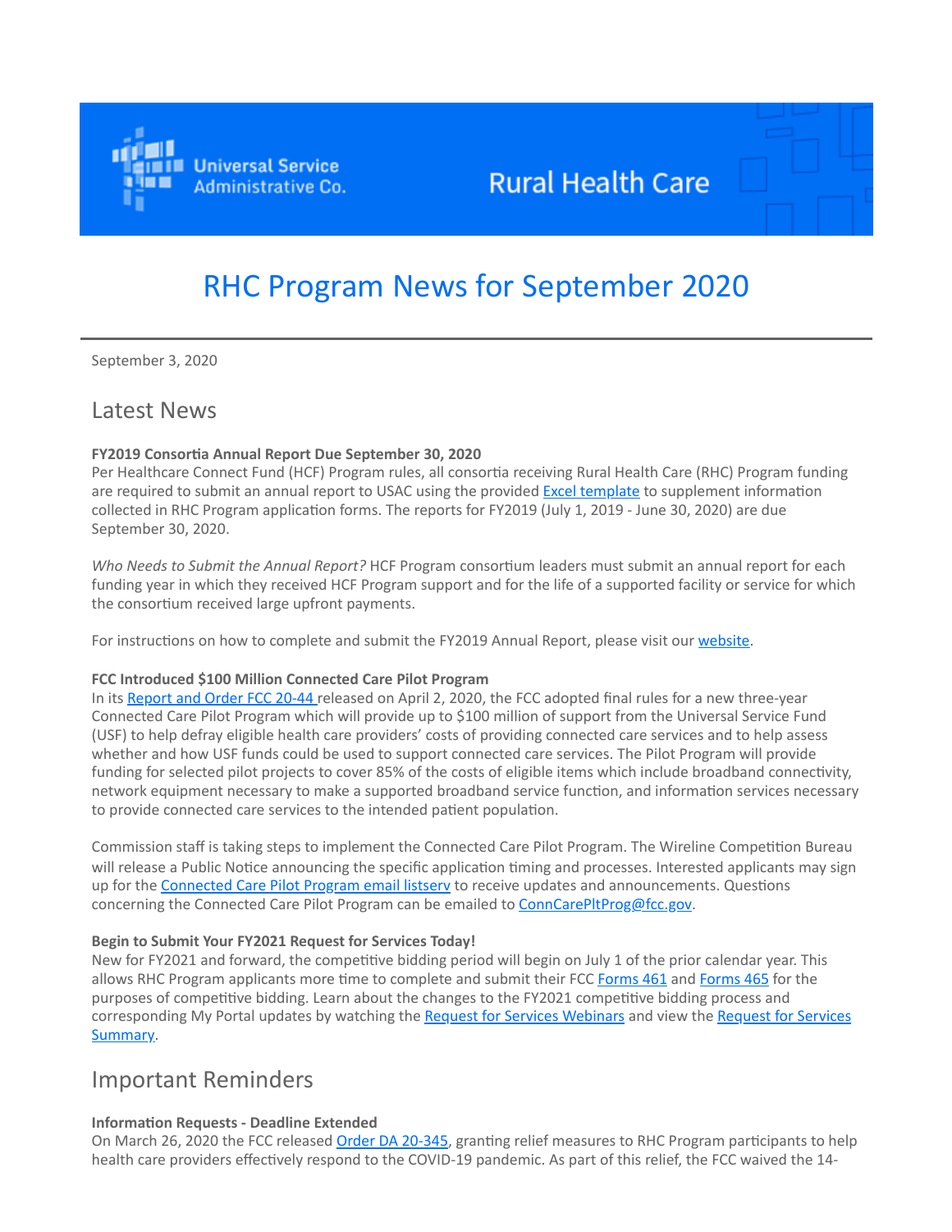Universal Service Administrative Co. — Rural Health Care

# RHC Program News for September 2020

September 3, 2020

## Latest News

**FY2019 Consortia Annual Report Due September 30, 2020**
Per Healthcare Connect Fund (HCF) Program rules, all consortia receiving Rural Health Care (RHC) Program funding are required to submit an annual report to USAC using the provided Excel template to supplement information collected in RHC Program application forms. The reports for FY2019 (July 1, 2019 - June 30, 2020) are due September 30, 2020.

*Who Needs to Submit the Annual Report?* HCF Program consortium leaders must submit an annual report for each funding year in which they received HCF Program support and for the life of a supported facility or service for which the consortium received large upfront payments.

For instructions on how to complete and submit the FY2019 Annual Report, please visit our website.

**FCC Introduced $100 Million Connected Care Pilot Program**
In its Report and Order FCC 20-44 released on April 2, 2020, the FCC adopted final rules for a new three-year Connected Care Pilot Program which will provide up to $100 million of support from the Universal Service Fund (USF) to help defray eligible health care providers' costs of providing connected care services and to help assess whether and how USF funds could be used to support connected care services. The Pilot Program will provide funding for selected pilot projects to cover 85% of the costs of eligible items which include broadband connectivity, network equipment necessary to make a supported broadband service function, and information services necessary to provide connected care services to the intended patient population.

Commission staff is taking steps to implement the Connected Care Pilot Program. The Wireline Competition Bureau will release a Public Notice announcing the specific application timing and processes. Interested applicants may sign up for the Connected Care Pilot Program email listserv to receive updates and announcements. Questions concerning the Connected Care Pilot Program can be emailed to ConnCarePltProg@fcc.gov.

**Begin to Submit Your FY2021 Request for Services Today!**
New for FY2021 and forward, the competitive bidding period will begin on July 1 of the prior calendar year. This allows RHC Program applicants more time to complete and submit their FCC Forms 461 and Forms 465 for the purposes of competitive bidding. Learn about the changes to the FY2021 competitive bidding process and corresponding My Portal updates by watching the Request for Services Webinars and view the Request for Services Summary.

## Important Reminders

**Information Requests - Deadline Extended**
On March 26, 2020 the FCC released Order DA 20-345, granting relief measures to RHC Program participants to help health care providers effectively respond to the COVID-19 pandemic. As part of this relief, the FCC waived the 14-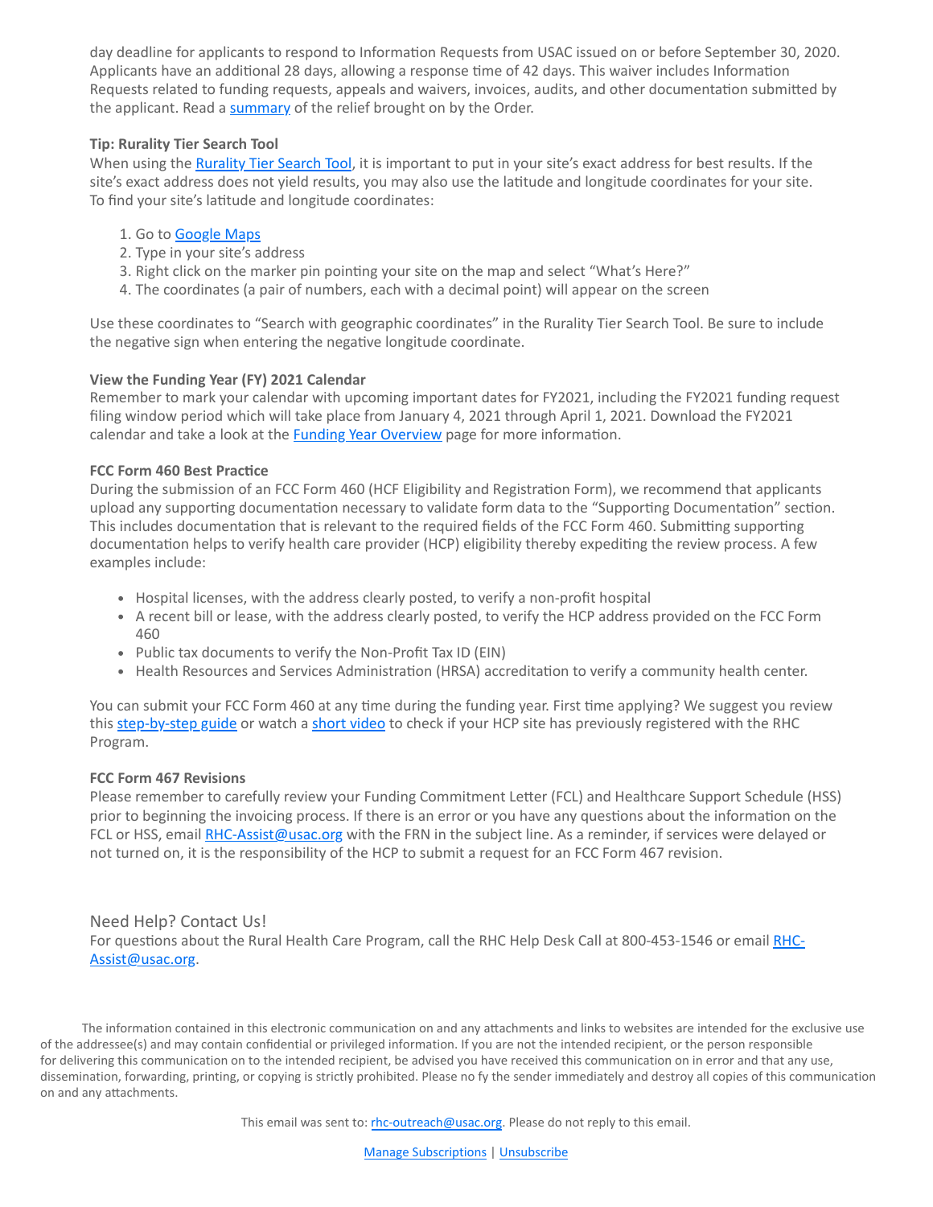day deadline for applicants to respond to Information Requests from USAC issued on or before September 30, 2020. Applicants have an additional 28 days, allowing a response time of 42 days. This waiver includes Information Requests related to funding requests, appeals and waivers, invoices, audits, and other documentation submitted by the applicant. Read a summary of the relief brought on by the Order.

**Tip: Rurality Tier Search Tool**
When using the Rurality Tier Search Tool, it is important to put in your site's exact address for best results. If the site's exact address does not yield results, you may also use the latitude and longitude coordinates for your site. To find your site's latitude and longitude coordinates:

1. Go to Google Maps
2. Type in your site's address
3. Right click on the marker pin pointing your site on the map and select "What's Here?"
4. The coordinates (a pair of numbers, each with a decimal point) will appear on the screen

Use these coordinates to "Search with geographic coordinates" in the Rurality Tier Search Tool. Be sure to include the negative sign when entering the negative longitude coordinate.

**View the Funding Year (FY) 2021 Calendar**
Remember to mark your calendar with upcoming important dates for FY2021, including the FY2021 funding request filing window period which will take place from January 4, 2021 through April 1, 2021. Download the FY2021 calendar and take a look at the Funding Year Overview page for more information.

**FCC Form 460 Best Practice**
During the submission of an FCC Form 460 (HCF Eligibility and Registration Form), we recommend that applicants upload any supporting documentation necessary to validate form data to the "Supporting Documentation" section. This includes documentation that is relevant to the required fields of the FCC Form 460. Submitting supporting documentation helps to verify health care provider (HCP) eligibility thereby expediting the review process. A few examples include:

- Hospital licenses, with the address clearly posted, to verify a non-profit hospital
- A recent bill or lease, with the address clearly posted, to verify the HCP address provided on the FCC Form 460
- Public tax documents to verify the Non-Profit Tax ID (EIN)
- Health Resources and Services Administration (HRSA) accreditation to verify a community health center.

You can submit your FCC Form 460 at any time during the funding year. First time applying? We suggest you review this step-by-step guide or watch a short video to check if your HCP site has previously registered with the RHC Program.

**FCC Form 467 Revisions**
Please remember to carefully review your Funding Commitment Letter (FCL) and Healthcare Support Schedule (HSS) prior to beginning the invoicing process. If there is an error or you have any questions about the information on the FCL or HSS, email RHC-Assist@usac.org with the FRN in the subject line. As a reminder, if services were delayed or not turned on, it is the responsibility of the HCP to submit a request for an FCC Form 467 revision.

## Need Help? Contact Us!

For questions about the Rural Health Care Program, call the RHC Help Desk Call at 800-453-1546 or email RHC-Assist@usac.org.

The information contained in this electronic communication on and any attachments and links to websites are intended for the exclusive use of the addressee(s) and may contain confidential or privileged information. If you are not the intended recipient, or the person responsible for delivering this communication on to the intended recipient, be advised you have received this communication on in error and that any use, dissemination, forwarding, printing, or copying is strictly prohibited. Please no fy the sender immediately and destroy all copies of this communication on and any attachments.

This email was sent to: rhc-outreach@usac.org. Please do not reply to this email.

Manage Subscriptions | Unsubscribe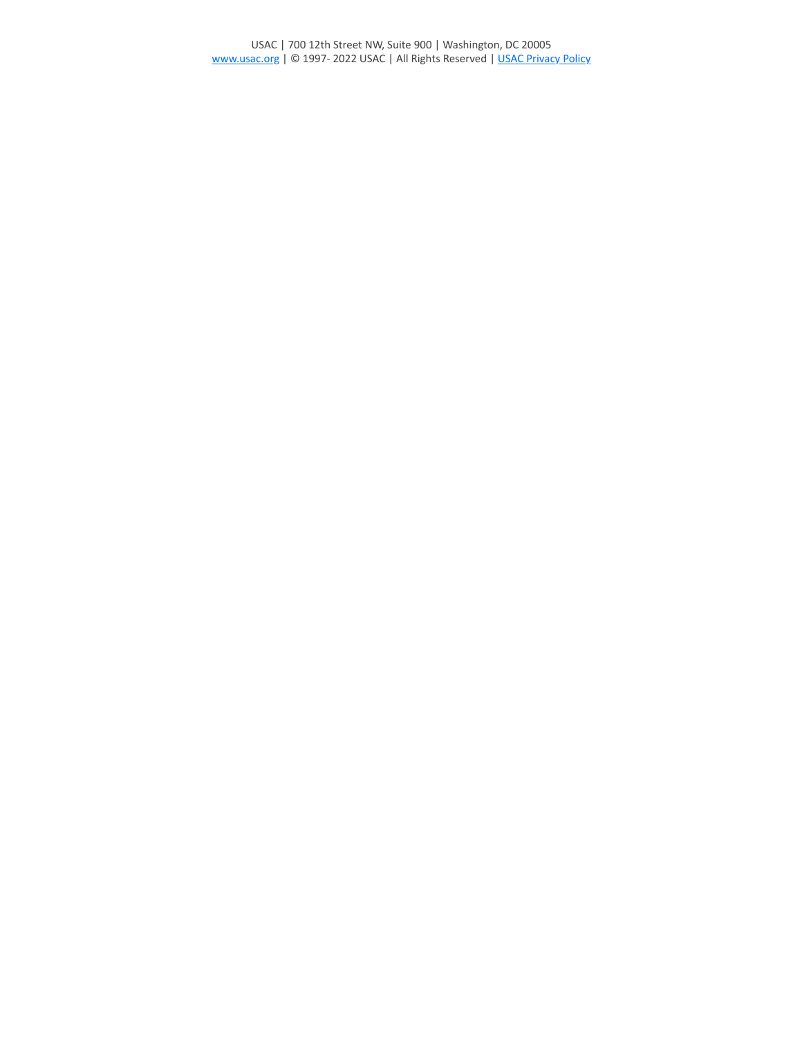USAC | 700 12th Street NW, Suite 900 | Washington, DC 20005
www.usac.org | © 1997- 2022 USAC | All Rights Reserved | USAC Privacy Policy